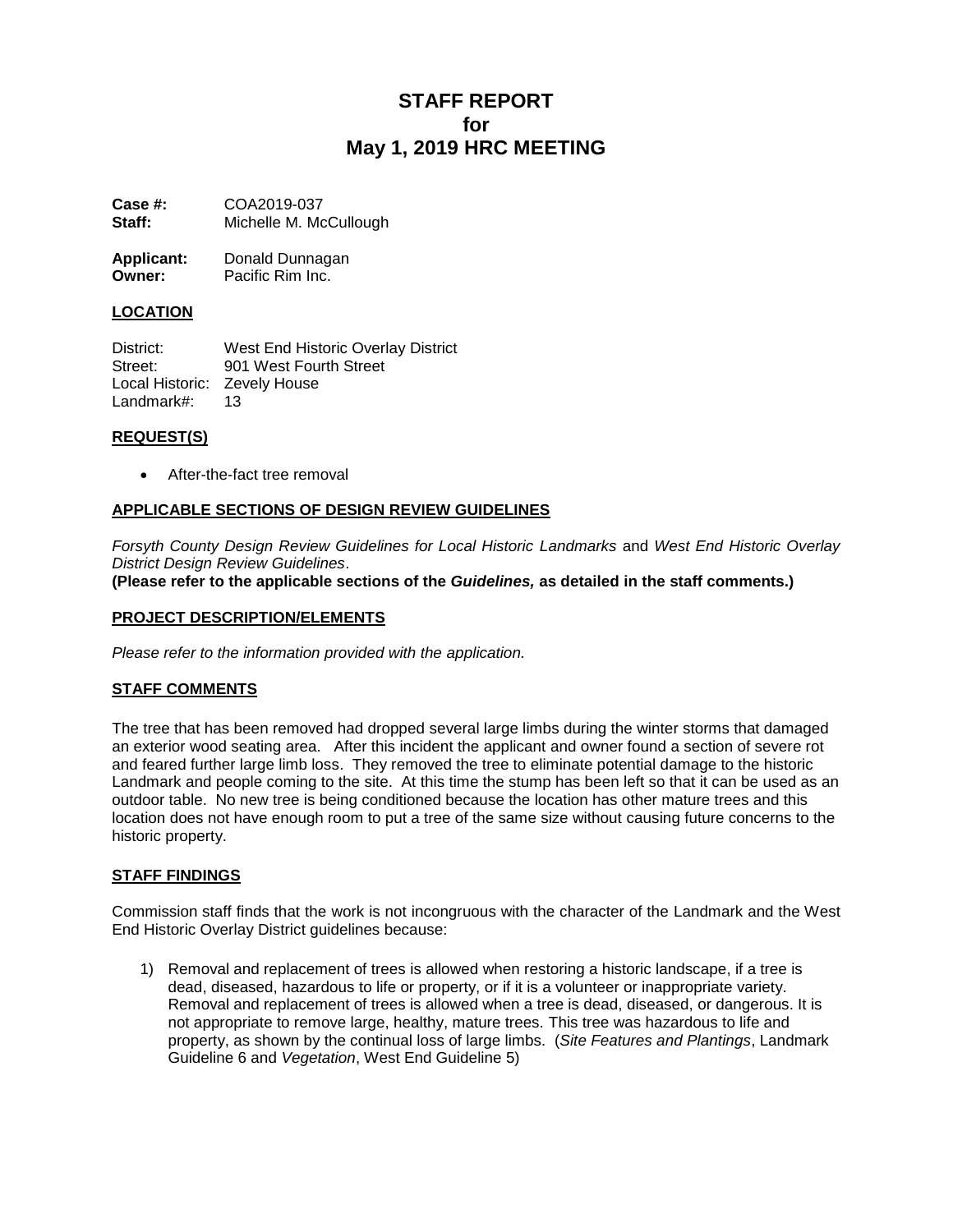# STAFF REPORT
# for
# May 1, 2019 HRC MEETING

**Case #:** COA2019-037
**Staff:** Michelle M. McCullough

**Applicant:** Donald Dunnagan
**Owner:** Pacific Rim Inc.

## LOCATION

District: West End Historic Overlay District
Street: 901 West Fourth Street
Local Historic: Zevely House
Landmark#: 13

## REQUEST(S)

- After-the-fact tree removal

## APPLICABLE SECTIONS OF DESIGN REVIEW GUIDELINES

*Forsyth County Design Review Guidelines for Local Historic Landmarks* and *West End Historic Overlay District Design Review Guidelines*.
**(Please refer to the applicable sections of the *Guidelines,* as detailed in the staff comments.)**

## PROJECT DESCRIPTION/ELEMENTS

*Please refer to the information provided with the application.*

## STAFF COMMENTS

The tree that has been removed had dropped several large limbs during the winter storms that damaged an exterior wood seating area. After this incident the applicant and owner found a section of severe rot and feared further large limb loss. They removed the tree to eliminate potential damage to the historic Landmark and people coming to the site. At this time the stump has been left so that it can be used as an outdoor table. No new tree is being conditioned because the location has other mature trees and this location does not have enough room to put a tree of the same size without causing future concerns to the historic property.

## STAFF FINDINGS

Commission staff finds that the work is not incongruous with the character of the Landmark and the West End Historic Overlay District guidelines because:

1) Removal and replacement of trees is allowed when restoring a historic landscape, if a tree is dead, diseased, hazardous to life or property, or if it is a volunteer or inappropriate variety. Removal and replacement of trees is allowed when a tree is dead, diseased, or dangerous. It is not appropriate to remove large, healthy, mature trees. This tree was hazardous to life and property, as shown by the continual loss of large limbs. (*Site Features and Plantings*, Landmark Guideline 6 and *Vegetation*, West End Guideline 5)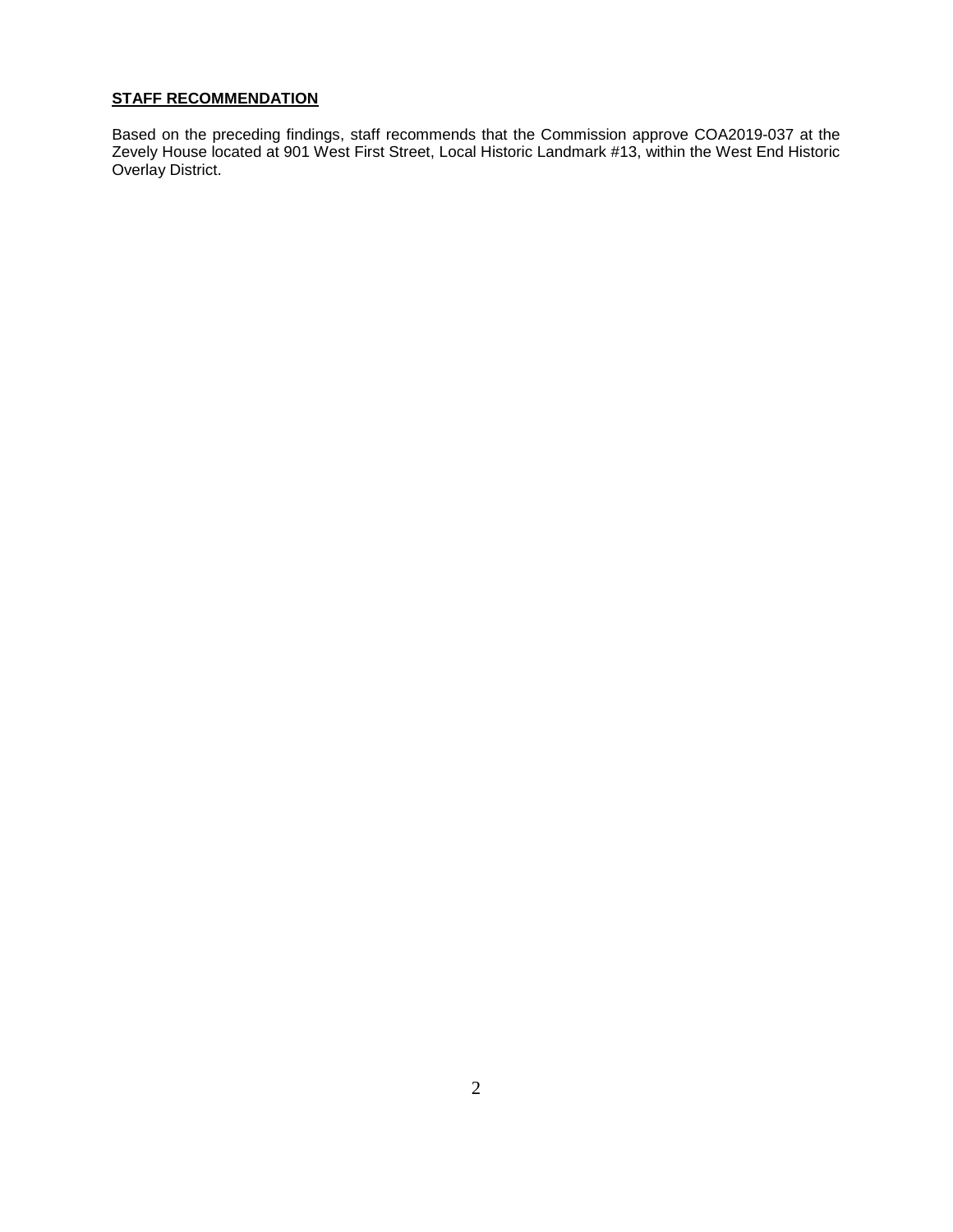## STAFF RECOMMENDATION

Based on the preceding findings, staff recommends that the Commission approve COA2019-037 at the Zevely House located at 901 West First Street, Local Historic Landmark #13, within the West End Historic Overlay District.